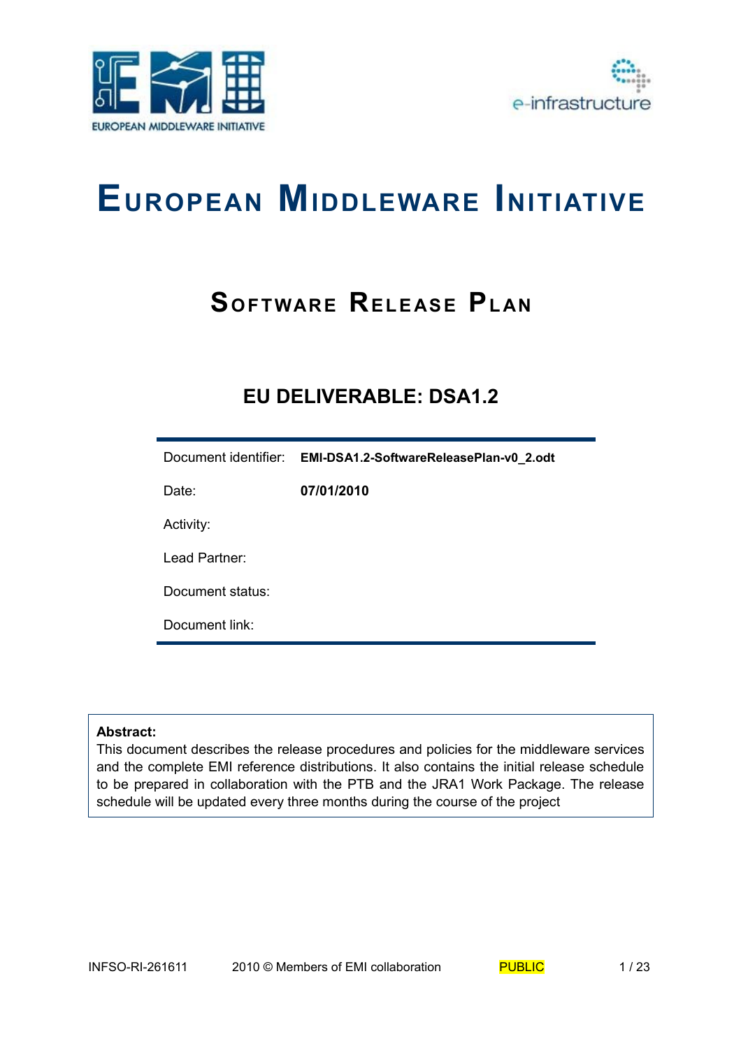# European Middleware Initiative

## Software Release Plan

### EU DELIVERABLE: DSA1.2

| | |
|---|---|
| Document identifier: | **EMI-DSA1.2-SoftwareReleasePlan-v0_2.odt** |
| Date: | **07/01/2010** |
| Activity: | |
| Lead Partner: | |
| Document status: | |
| Document link: | |

**Abstract:**
This document describes the release procedures and policies for the middleware services and the complete EMI reference distributions. It also contains the initial release schedule to be prepared in collaboration with the PTB and the JRA1 Work Package. The release schedule will be updated every three months during the course of the project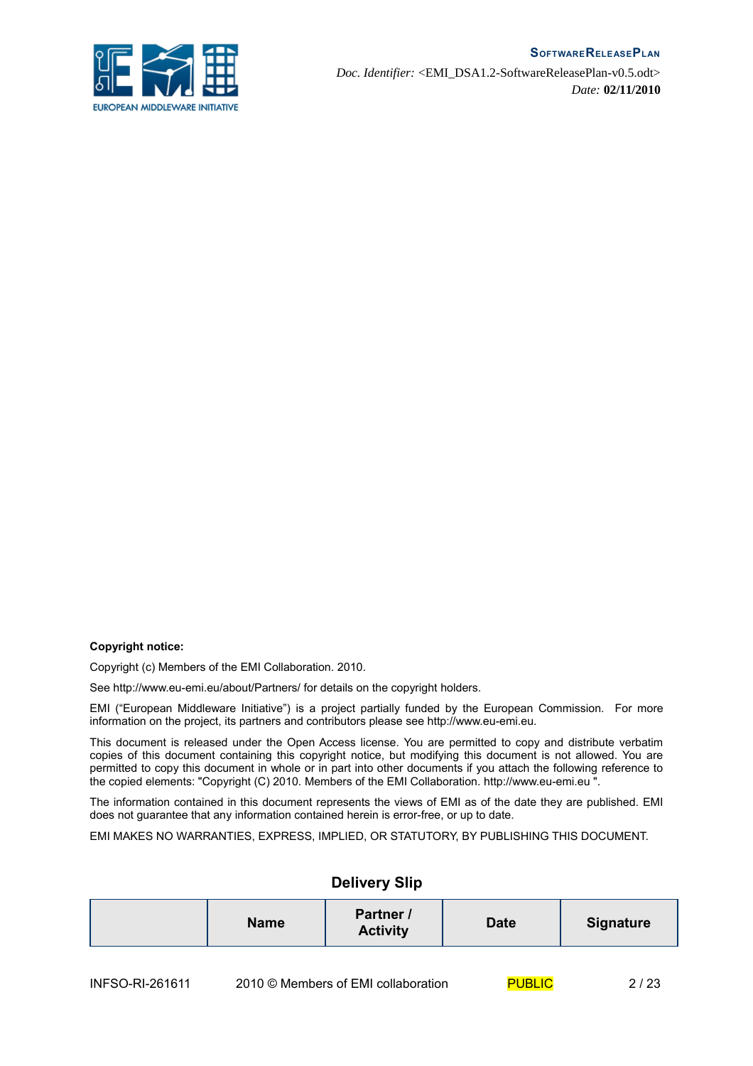**Copyright notice:**

Copyright (c) Members of the EMI Collaboration. 2010.

See http://www.eu-emi.eu/about/Partners/ for details on the copyright holders.

EMI ("European Middleware Initiative") is a project partially funded by the European Commission. For more information on the project, its partners and contributors please see http://www.eu-emi.eu.

This document is released under the Open Access license. You are permitted to copy and distribute verbatim copies of this document containing this copyright notice, but modifying this document is not allowed. You are permitted to copy this document in whole or in part into other documents if you attach the following reference to the copied elements: "Copyright (C) 2010. Members of the EMI Collaboration. http://www.eu-emi.eu ".

The information contained in this document represents the views of EMI as of the date they are published. EMI does not guarantee that any information contained herein is error-free, or up to date.

EMI MAKES NO WARRANTIES, EXPRESS, IMPLIED, OR STATUTORY, BY PUBLISHING THIS DOCUMENT.

## Delivery Slip

| | Name | Partner / Activity | Date | Signature |
|---|---|---|---|---|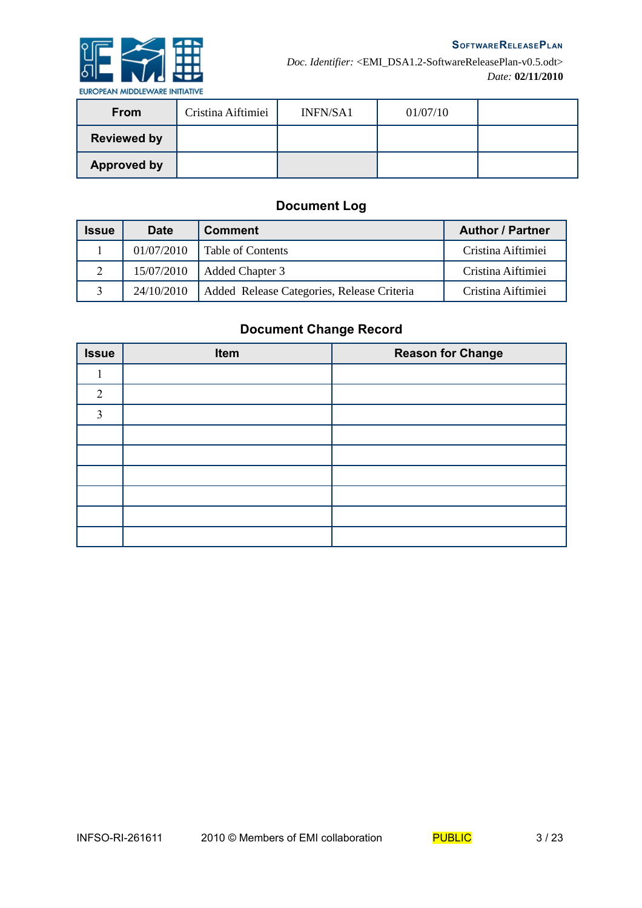| From | Cristina Aiftimiei | INFN/SA1 | 01/07/10 | |
|---|---|---|---|---|
| Reviewed by | | | | |
| Approved by | | | | |

## Document Log

| Issue | Date | Comment | Author / Partner |
|---|---|---|---|
| 1 | 01/07/2010 | Table of Contents | Cristina Aiftimiei |
| 2 | 15/07/2010 | Added Chapter 3 | Cristina Aiftimiei |
| 3 | 24/10/2010 | Added  Release Categories, Release Criteria | Cristina Aiftimiei |

## Document Change Record

| Issue | Item | Reason for Change |
|---|---|---|
| 1 | | |
| 2 | | |
| 3 | | |
| | | |
| | | |
| | | |
| | | |
| | | |
| | | |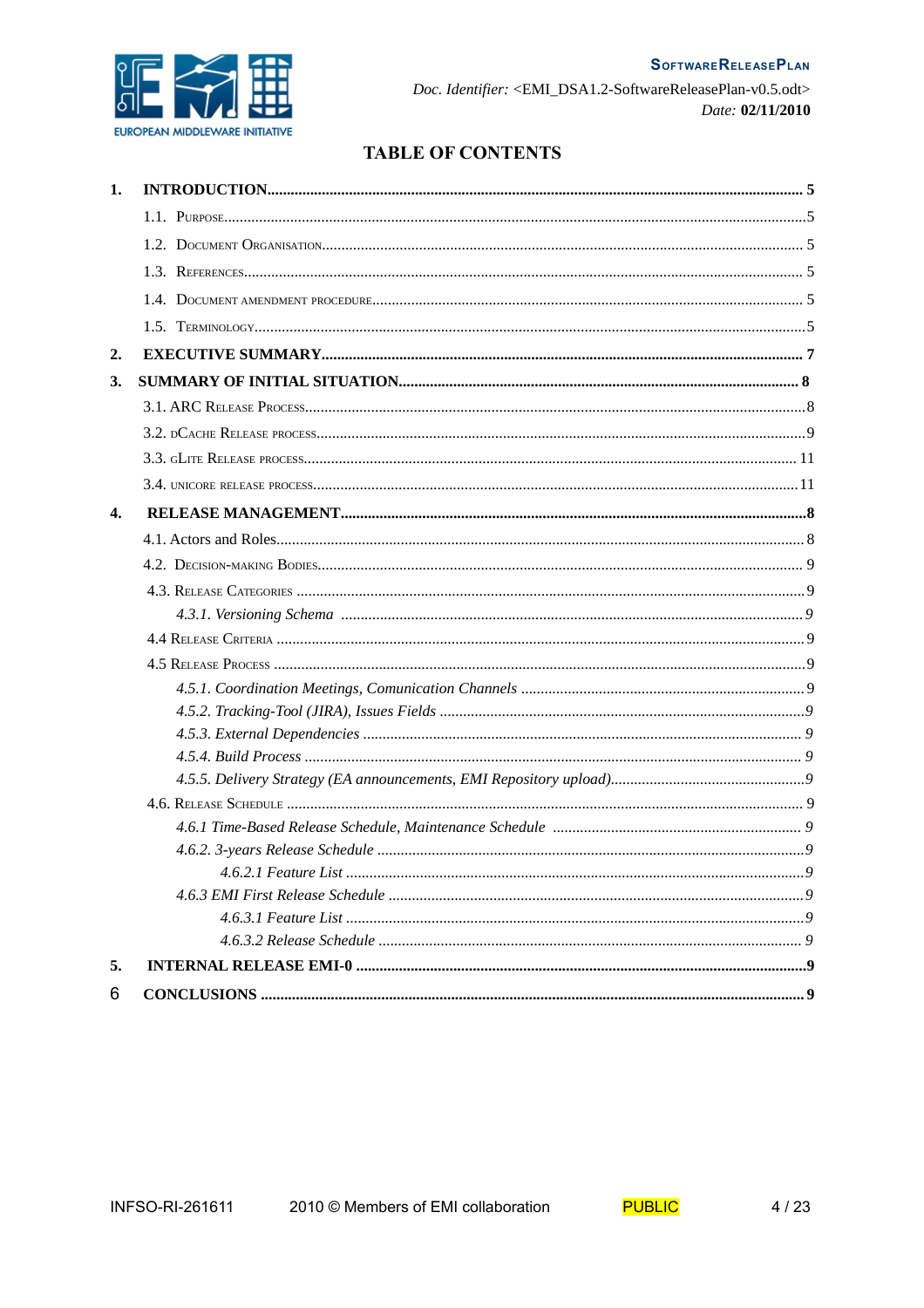# TABLE OF CONTENTS

1. **INTRODUCTION** ........................................................................................................ 5
   - 1.1. PURPOSE ........................................................................................................ 5
   - 1.2. DOCUMENT ORGANISATION ........................................................................................................ 5
   - 1.3. REFERENCES ........................................................................................................ 5
   - 1.4. DOCUMENT AMENDMENT PROCEDURE ........................................................................................................ 5
   - 1.5. TERMINOLOGY ........................................................................................................ 5
2. **EXECUTIVE SUMMARY** ........................................................................................................ 7
3. **SUMMARY OF INITIAL SITUATION** ........................................................................................................ 8
   - 3.1. ARC RELEASE PROCESS ........................................................................................................ 8
   - 3.2. DCACHE RELEASE PROCESS ........................................................................................................ 9
   - 3.3. GLITE RELEASE PROCESS ........................................................................................................ 11
   - 3.4. UNICORE RELEASE PROCESS ........................................................................................................ 11
4. **RELEASE MANAGEMENT** ........................................................................................................ 8
   - 4.1. Actors and Roles ........................................................................................................ 8
   - 4.2. DECISION-MAKING BODIES ........................................................................................................ 9
   - 4.3. RELEASE CATEGORIES ........................................................................................................ 9
     - *4.3.1. Versioning Schema* ........................................................................................................ *9*
   - 4.4 RELEASE CRITERIA ........................................................................................................ 9
   - 4.5 RELEASE PROCESS ........................................................................................................ 9
     - *4.5.1. Coordination Meetings, Comunication Channels* ........................................................................................................ 9
     - *4.5.2. Tracking-Tool (JIRA), Issues Fields* ........................................................................................................ *9*
     - *4.5.3. External Dependencies* ........................................................................................................ *9*
     - *4.5.4. Build Process* ........................................................................................................ *9*
     - *4.5.5. Delivery Strategy (EA announcements, EMI Repository upload)* ........................................................................................................ *9*
   - 4.6. RELEASE SCHEDULE ........................................................................................................ 9
     - *4.6.1 Time-Based Release Schedule, Maintenance Schedule* ........................................................................................................ *9*
     - *4.6.2. 3-years Release Schedule* ........................................................................................................ *9*
       - *4.6.2.1 Feature List* ........................................................................................................ *9*
     - *4.6.3 EMI First Release Schedule* ........................................................................................................ *9*
       - *4.6.3.1 Feature List* ........................................................................................................ *9*
       - *4.6.3.2 Release Schedule* ........................................................................................................ *9*
5. **INTERNAL RELEASE EMI-0** ........................................................................................................ 9
6. **CONCLUSIONS** ........................................................................................................ 9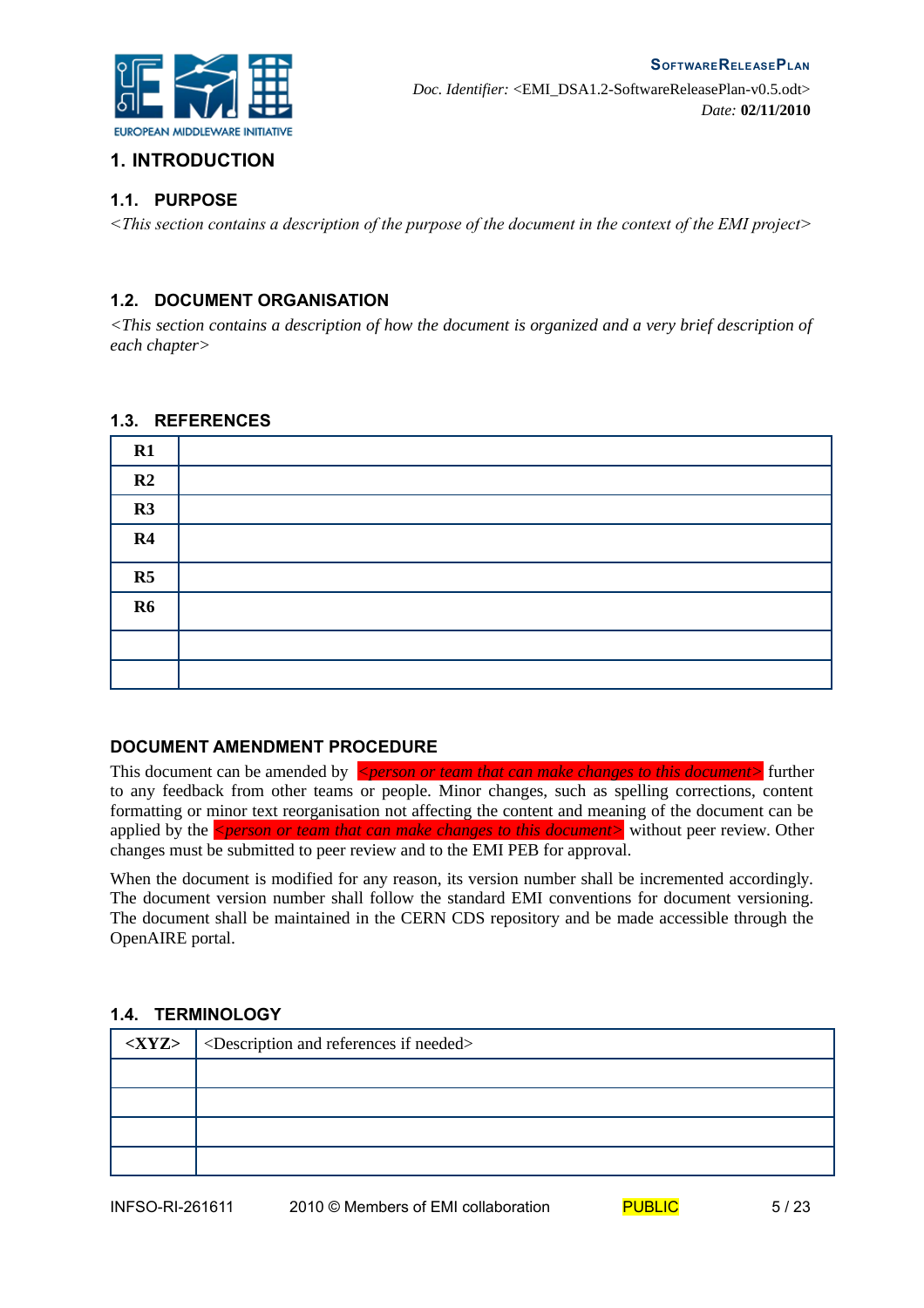# 1. INTRODUCTION

## 1.1. PURPOSE

*<This section contains a description of the purpose of the document in the context of the EMI project>*

## 1.2. DOCUMENT ORGANISATION

*<This section contains a description of how the document is organized and a very brief description of each chapter>*

## 1.3. REFERENCES

| | |
|---|---|
| **R1** | |
| **R2** | |
| **R3** | |
| **R4** | |
| **R5** | |
| **R6** | |
| | |
| | |

## DOCUMENT AMENDMENT PROCEDURE

This document can be amended by *<person or team that can make changes to this document>* further to any feedback from other teams or people. Minor changes, such as spelling corrections, content formatting or minor text reorganisation not affecting the content and meaning of the document can be applied by the *<person or team that can make changes to this document>* without peer review. Other changes must be submitted to peer review and to the EMI PEB for approval.

When the document is modified for any reason, its version number shall be incremented accordingly. The document version number shall follow the standard EMI conventions for document versioning. The document shall be maintained in the CERN CDS repository and be made accessible through the OpenAIRE portal.

## 1.4. TERMINOLOGY

| | |
|---|---|
| **<XYZ>** | <Description and references if needed> |
| | |
| | |
| | |
| | |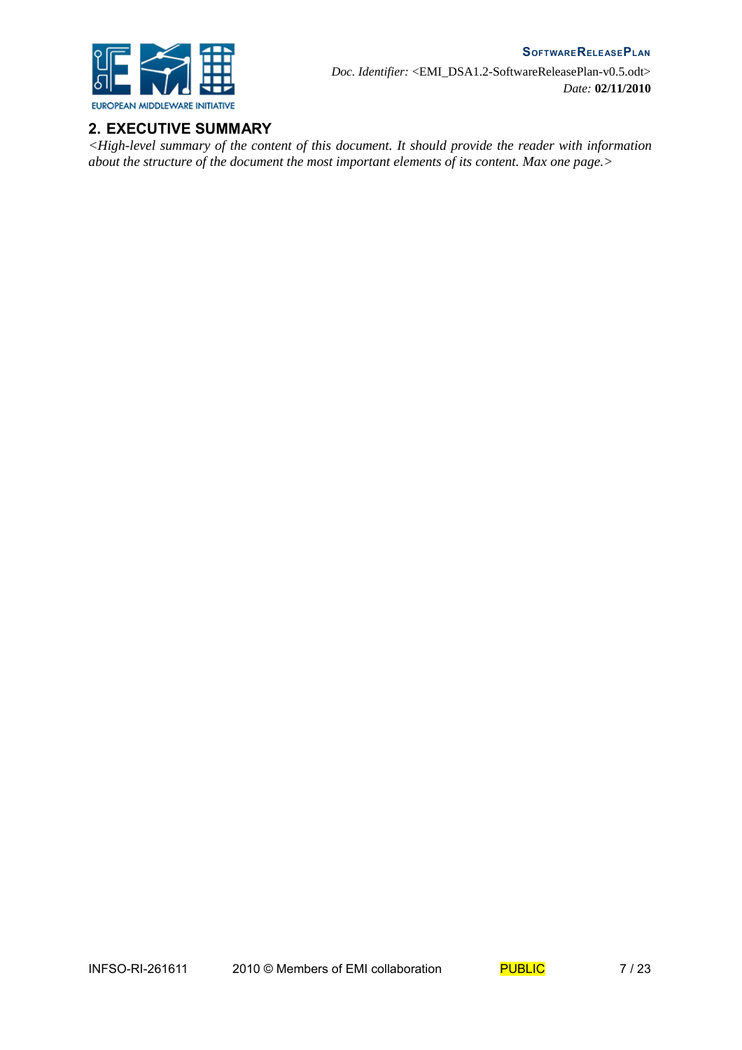## 2. EXECUTIVE SUMMARY

*<High-level summary of the content of this document. It should provide the reader with information about the structure of the document the most important elements of its content. Max one page.>*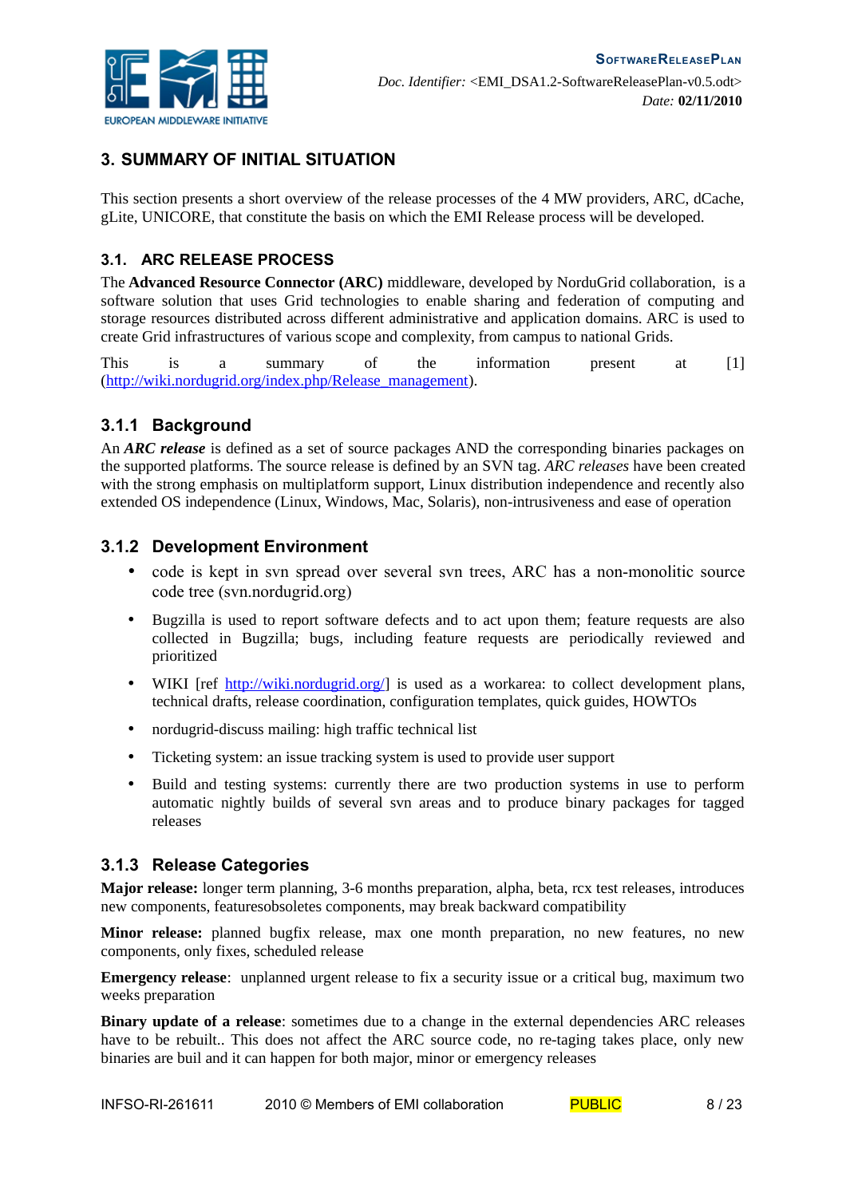## 3. SUMMARY OF INITIAL SITUATION

This section presents a short overview of the release processes of the 4 MW providers, ARC, dCache, gLite, UNICORE, that constitute the basis on which the EMI Release process will be developed.

### 3.1. ARC RELEASE PROCESS

The **Advanced Resource Connector (ARC)** middleware, developed by NorduGrid collaboration, is a software solution that uses Grid technologies to enable sharing and federation of computing and storage resources distributed across different administrative and application domains. ARC is used to create Grid infrastructures of various scope and complexity, from campus to national Grids.

This is a summary of the information present at [1] (http://wiki.nordugrid.org/index.php/Release_management).

#### 3.1.1 Background

An ***ARC release*** is defined as a set of source packages AND the corresponding binaries packages on the supported platforms. The source release is defined by an SVN tag. *ARC releases* have been created with the strong emphasis on multiplatform support, Linux distribution independence and recently also extended OS independence (Linux, Windows, Mac, Solaris), non-intrusiveness and ease of operation

#### 3.1.2 Development Environment

- code is kept in svn spread over several svn trees, ARC has a non-monolitic source code tree (svn.nordugrid.org)
- Bugzilla is used to report software defects and to act upon them; feature requests are also collected in Bugzilla; bugs, including feature requests are periodically reviewed and prioritized
- WIKI [ref http://wiki.nordugrid.org/] is used as a workarea: to collect development plans, technical drafts, release coordination, configuration templates, quick guides, HOWTOs
- nordugrid-discuss mailing: high traffic technical list
- Ticketing system: an issue tracking system is used to provide user support
- Build and testing systems: currently there are two production systems in use to perform automatic nightly builds of several svn areas and to produce binary packages for tagged releases

#### 3.1.3 Release Categories

**Major release:** longer term planning, 3-6 months preparation, alpha, beta, rcx test releases, introduces new components, featuresobsoletes components, may break backward compatibility

**Minor release:** planned bugfix release, max one month preparation, no new features, no new components, only fixes, scheduled release

**Emergency release**: unplanned urgent release to fix a security issue or a critical bug, maximum two weeks preparation

**Binary update of a release**: sometimes due to a change in the external dependencies ARC releases have to be rebuilt.. This does not affect the ARC source code, no re-taging takes place, only new binaries are buil and it can happen for both major, minor or emergency releases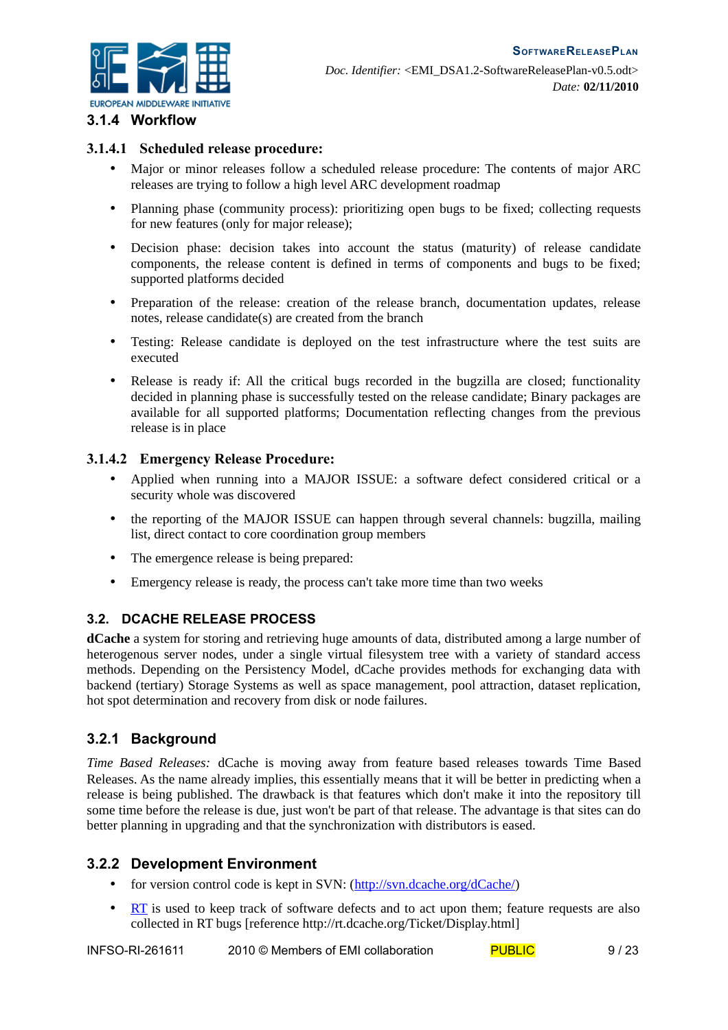### 3.1.4 Workflow

#### 3.1.4.1 Scheduled release procedure:

- Major or minor releases follow a scheduled release procedure: The contents of major ARC releases are trying to follow a high level ARC development roadmap
- Planning phase (community process): prioritizing open bugs to be fixed; collecting requests for new features (only for major release);
- Decision phase: decision takes into account the status (maturity) of release candidate components, the release content is defined in terms of components and bugs to be fixed; supported platforms decided
- Preparation of the release: creation of the release branch, documentation updates, release notes, release candidate(s) are created from the branch
- Testing: Release candidate is deployed on the test infrastructure where the test suits are executed
- Release is ready if: All the critical bugs recorded in the bugzilla are closed; functionality decided in planning phase is successfully tested on the release candidate; Binary packages are available for all supported platforms; Documentation reflecting changes from the previous release is in place

#### 3.1.4.2 Emergency Release Procedure:

- Applied when running into a MAJOR ISSUE: a software defect considered critical or a security whole was discovered
- the reporting of the MAJOR ISSUE can happen through several channels: bugzilla, mailing list, direct contact to core coordination group members
- The emergence release is being prepared:
- Emergency release is ready, the process can't take more time than two weeks

## 3.2. DCACHE RELEASE PROCESS

**dCache** a system for storing and retrieving huge amounts of data, distributed among a large number of heterogenous server nodes, under a single virtual filesystem tree with a variety of standard access methods. Depending on the Persistency Model, dCache provides methods for exchanging data with backend (tertiary) Storage Systems as well as space management, pool attraction, dataset replication, hot spot determination and recovery from disk or node failures.

### 3.2.1 Background

*Time Based Releases:* dCache is moving away from feature based releases towards Time Based Releases. As the name already implies, this essentially means that it will be better in predicting when a release is being published. The drawback is that features which don't make it into the repository till some time before the release is due, just won't be part of that release. The advantage is that sites can do better planning in upgrading and that the synchronization with distributors is eased.

### 3.2.2 Development Environment

- for version control code is kept in SVN: (http://svn.dcache.org/dCache/)
- RT is used to keep track of software defects and to act upon them; feature requests are also collected in RT bugs [reference http://rt.dcache.org/Ticket/Display.html]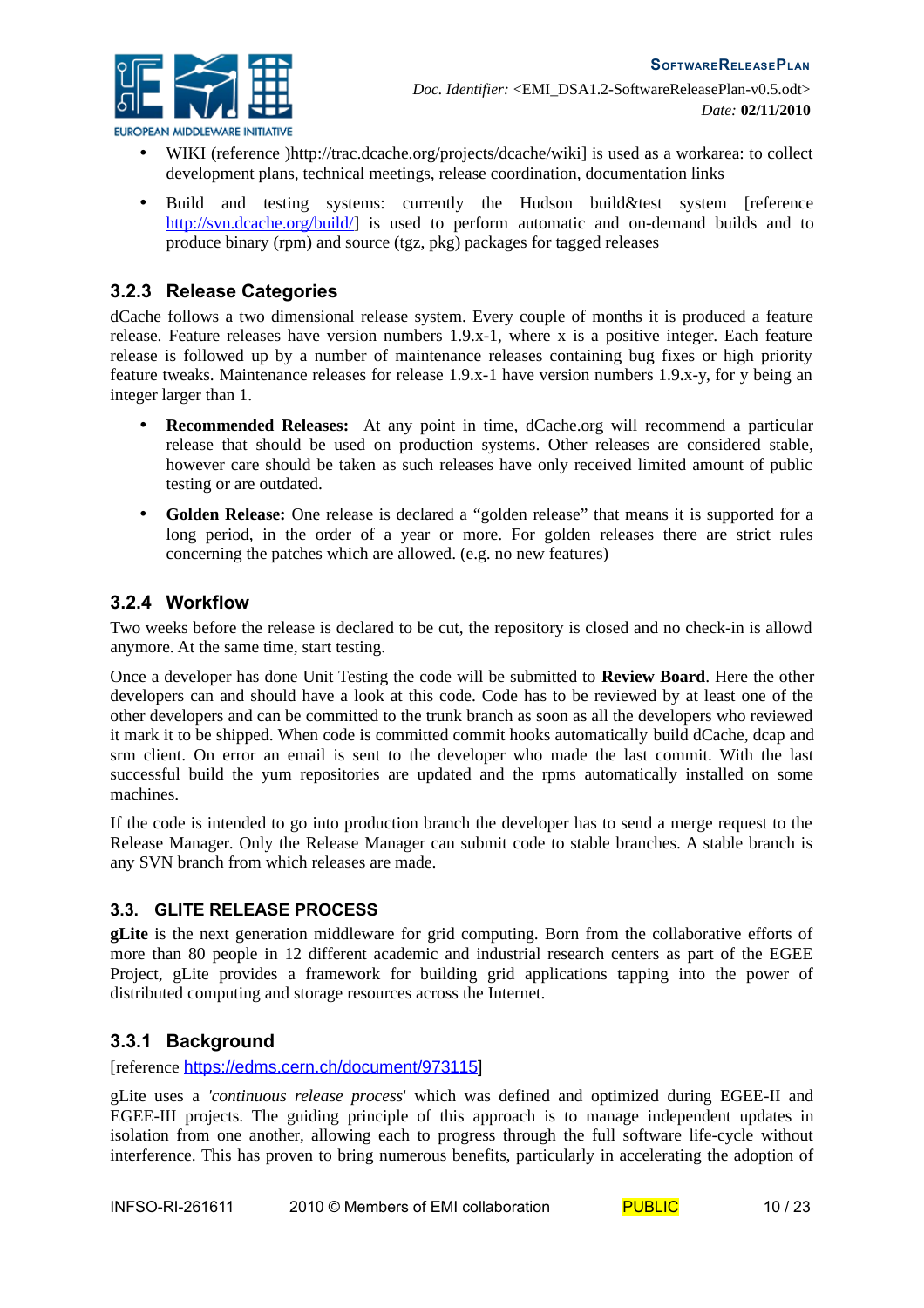- WIKI (reference )http://trac.dcache.org/projects/dcache/wiki] is used as a workarea: to collect development plans, technical meetings, release coordination, documentation links
- Build and testing systems: currently the Hudson build&test system [reference http://svn.dcache.org/build/] is used to perform automatic and on-demand builds and to produce binary (rpm) and source (tgz, pkg) packages for tagged releases

### 3.2.3 Release Categories

dCache follows a two dimensional release system. Every couple of months it is produced a feature release. Feature releases have version numbers 1.9.x-1, where x is a positive integer. Each feature release is followed up by a number of maintenance releases containing bug fixes or high priority feature tweaks. Maintenance releases for release 1.9.x-1 have version numbers 1.9.x-y, for y being an integer larger than 1.

- **Recommended Releases:** At any point in time, dCache.org will recommend a particular release that should be used on production systems. Other releases are considered stable, however care should be taken as such releases have only received limited amount of public testing or are outdated.
- **Golden Release:** One release is declared a "golden release" that means it is supported for a long period, in the order of a year or more. For golden releases there are strict rules concerning the patches which are allowed. (e.g. no new features)

### 3.2.4 Workflow

Two weeks before the release is declared to be cut, the repository is closed and no check-in is allowd anymore. At the same time, start testing.

Once a developer has done Unit Testing the code will be submitted to **Review Board**. Here the other developers can and should have a look at this code. Code has to be reviewed by at least one of the other developers and can be committed to the trunk branch as soon as all the developers who reviewed it mark it to be shipped. When code is committed commit hooks automatically build dCache, dcap and srm client. On error an email is sent to the developer who made the last commit. With the last successful build the yum repositories are updated and the rpms automatically installed on some machines.

If the code is intended to go into production branch the developer has to send a merge request to the Release Manager. Only the Release Manager can submit code to stable branches. A stable branch is any SVN branch from which releases are made.

## 3.3. GLITE RELEASE PROCESS

**gLite** is the next generation middleware for grid computing. Born from the collaborative efforts of more than 80 people in 12 different academic and industrial research centers as part of the EGEE Project, gLite provides a framework for building grid applications tapping into the power of distributed computing and storage resources across the Internet.

### 3.3.1 Background

[reference https://edms.cern.ch/document/973115]

gLite uses a '*continuous release process*' which was defined and optimized during EGEE-II and EGEE-III projects. The guiding principle of this approach is to manage independent updates in isolation from one another, allowing each to progress through the full software life-cycle without interference. This has proven to bring numerous benefits, particularly in accelerating the adoption of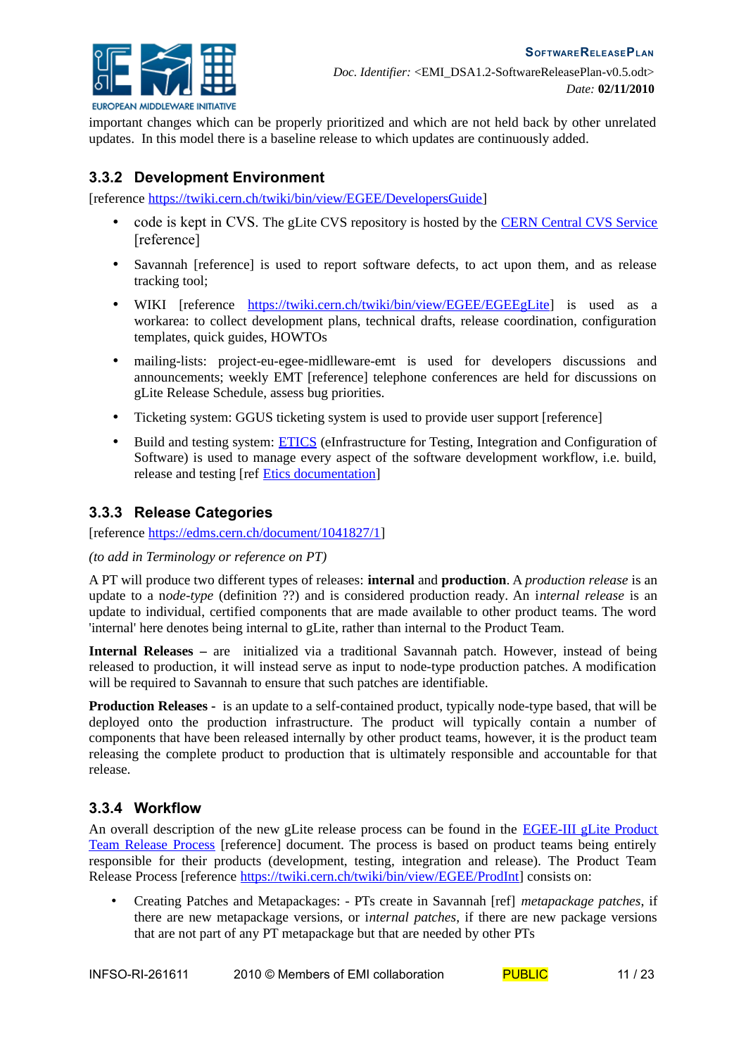important changes which can be properly prioritized and which are not held back by other unrelated updates. In this model there is a baseline release to which updates are continuously added.

### 3.3.2 Development Environment

[reference https://twiki.cern.ch/twiki/bin/view/EGEE/DevelopersGuide]

- code is kept in CVS. The gLite CVS repository is hosted by the CERN Central CVS Service [reference]
- Savannah [reference] is used to report software defects, to act upon them, and as release tracking tool;
- WIKI [reference https://twiki.cern.ch/twiki/bin/view/EGEE/EGEEgLite] is used as a workarea: to collect development plans, technical drafts, release coordination, configuration templates, quick guides, HOWTOs
- mailing-lists: project-eu-egee-midlleware-emt is used for developers discussions and announcements; weekly EMT [reference] telephone conferences are held for discussions on gLite Release Schedule, assess bug priorities.
- Ticketing system: GGUS ticketing system is used to provide user support [reference]
- Build and testing system: ETICS (eInfrastructure for Testing, Integration and Configuration of Software) is used to manage every aspect of the software development workflow, i.e. build, release and testing [ref Etics documentation]

### 3.3.3 Release Categories

[reference https://edms.cern.ch/document/1041827/1]

*(to add in Terminology or reference on PT)*

A PT will produce two different types of releases: **internal** and **production**. A *production release* is an update to a n*ode-type* (definition ??) and is considered production ready. An i*nternal release* is an update to individual, certified components that are made available to other product teams. The word 'internal' here denotes being internal to gLite, rather than internal to the Product Team.

**Internal Releases –** are initialized via a traditional Savannah patch. However, instead of being released to production, it will instead serve as input to node-type production patches. A modification will be required to Savannah to ensure that such patches are identifiable.

**Production Releases -** is an update to a self-contained product, typically node-type based, that will be deployed onto the production infrastructure. The product will typically contain a number of components that have been released internally by other product teams, however, it is the product team releasing the complete product to production that is ultimately responsible and accountable for that release.

### 3.3.4 Workflow

An overall description of the new gLite release process can be found in the EGEE-III gLite Product Team Release Process [reference] document. The process is based on product teams being entirely responsible for their products (development, testing, integration and release). The Product Team Release Process [reference https://twiki.cern.ch/twiki/bin/view/EGEE/ProdInt] consists on:

- Creating Patches and Metapackages: - PTs create in Savannah [ref] *metapackage patches*, if there are new metapackage versions, or i*nternal patches*, if there are new package versions that are not part of any PT metapackage but that are needed by other PTs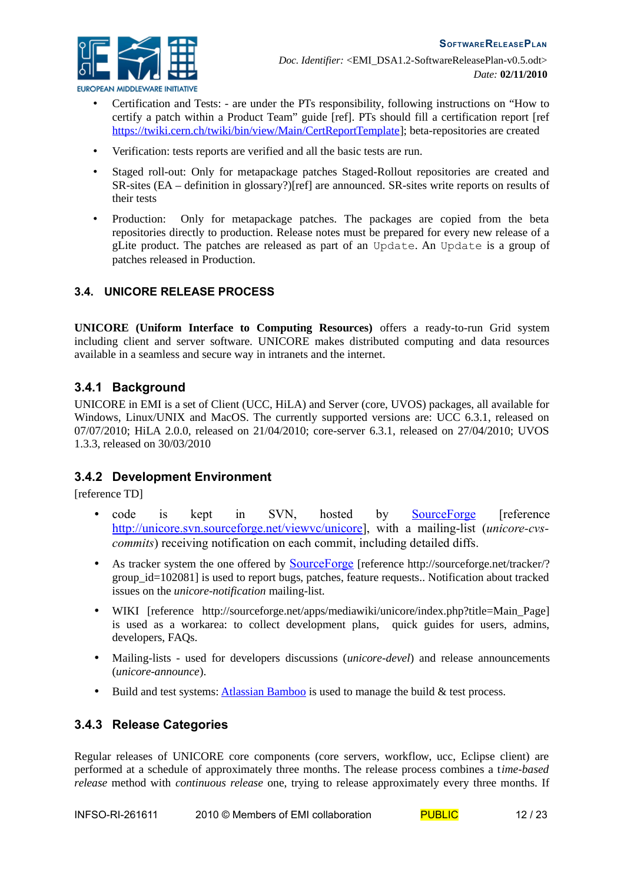- Certification and Tests: - are under the PTs responsibility, following instructions on "How to certify a patch within a Product Team" guide [ref]. PTs should fill a certification report [ref https://twiki.cern.ch/twiki/bin/view/Main/CertReportTemplate]; beta-repositories are created
- Verification: tests reports are verified and all the basic tests are run.
- Staged roll-out: Only for metapackage patches Staged-Rollout repositories are created and SR-sites (EA – definition in glossary?)[ref] are announced. SR-sites write reports on results of their tests
- Production: Only for metapackage patches. The packages are copied from the beta repositories directly to production. Release notes must be prepared for every new release of a gLite product. The patches are released as part of an `Update`. An `Update` is a group of patches released in Production.

## 3.4. UNICORE RELEASE PROCESS

**UNICORE (Uniform Interface to Computing Resources)** offers a ready-to-run Grid system including client and server software. UNICORE makes distributed computing and data resources available in a seamless and secure way in intranets and the internet.

### 3.4.1 Background

UNICORE in EMI is a set of Client (UCC, HiLA) and Server (core, UVOS) packages, all available for Windows, Linux/UNIX and MacOS. The currently supported versions are: UCC 6.3.1, released on 07/07/2010; HiLA 2.0.0, released on 21/04/2010; core-server 6.3.1, released on 27/04/2010; UVOS 1.3.3, released on 30/03/2010

### 3.4.2 Development Environment

[reference TD]

- code is kept in SVN, hosted by SourceForge [reference http://unicore.svn.sourceforge.net/viewvc/unicore], with a mailing-list (*unicore-cvs-commits*) receiving notification on each commit, including detailed diffs.
- As tracker system the one offered by SourceForge [reference http://sourceforge.net/tracker/?group_id=102081] is used to report bugs, patches, feature requests.. Notification about tracked issues on the *unicore-notification* mailing-list.
- WIKI [reference http://sourceforge.net/apps/mediawiki/unicore/index.php?title=Main_Page] is used as a workarea: to collect development plans, quick guides for users, admins, developers, FAQs.
- Mailing-lists - used for developers discussions (*unicore-devel*) and release announcements (*unicore-announce*).
- Build and test systems: Atlassian Bamboo is used to manage the build & test process.

### 3.4.3 Release Categories

Regular releases of UNICORE core components (core servers, workflow, ucc, Eclipse client) are performed at a schedule of approximately three months. The release process combines a t*ime-based release* method with *continuous release* one, trying to release approximately every three months. If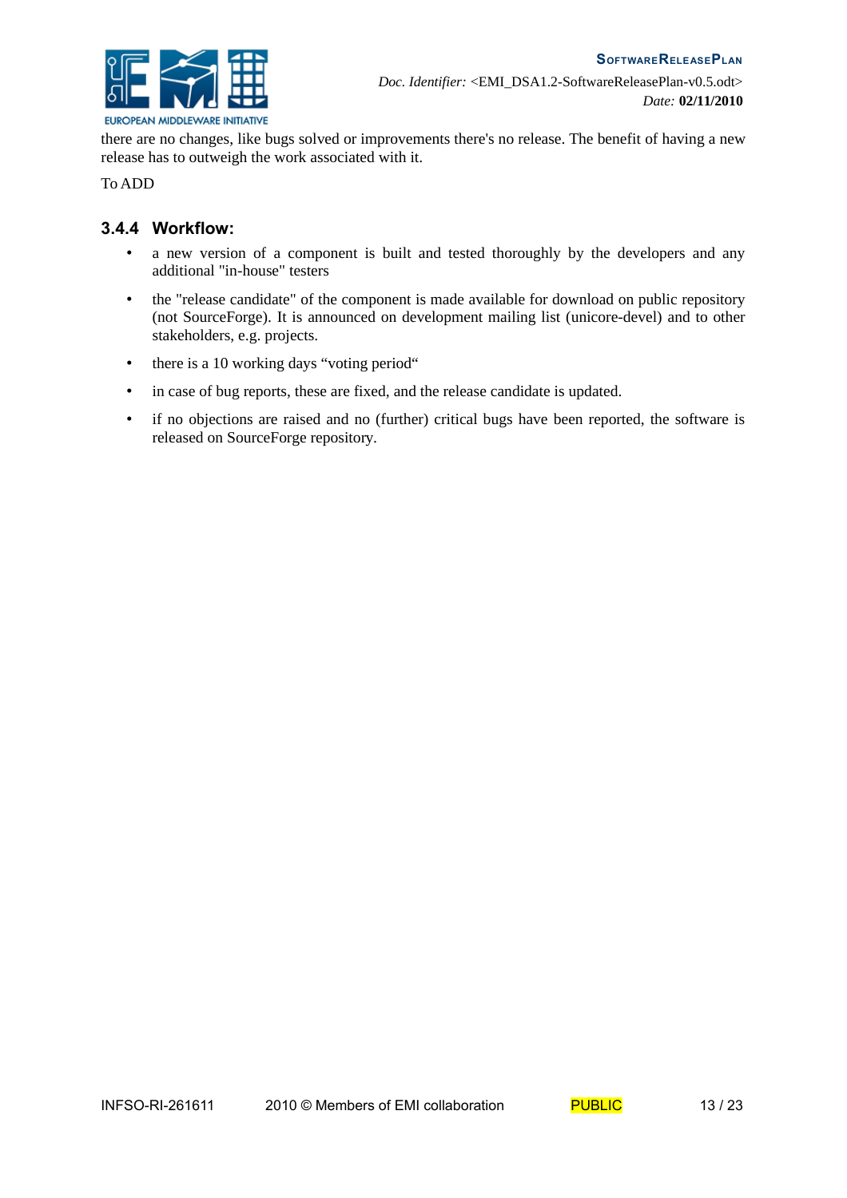there are no changes, like bugs solved or improvements there's no release. The benefit of having a new release has to outweigh the work associated with it.

To ADD

### 3.4.4 Workflow:

- a new version of a component is built and tested thoroughly by the developers and any additional "in-house" testers
- the "release candidate" of the component is made available for download on public repository (not SourceForge). It is announced on development mailing list (unicore-devel) and to other stakeholders, e.g. projects.
- there is a 10 working days “voting period“
- in case of bug reports, these are fixed, and the release candidate is updated.
- if no objections are raised and no (further) critical bugs have been reported, the software is released on SourceForge repository.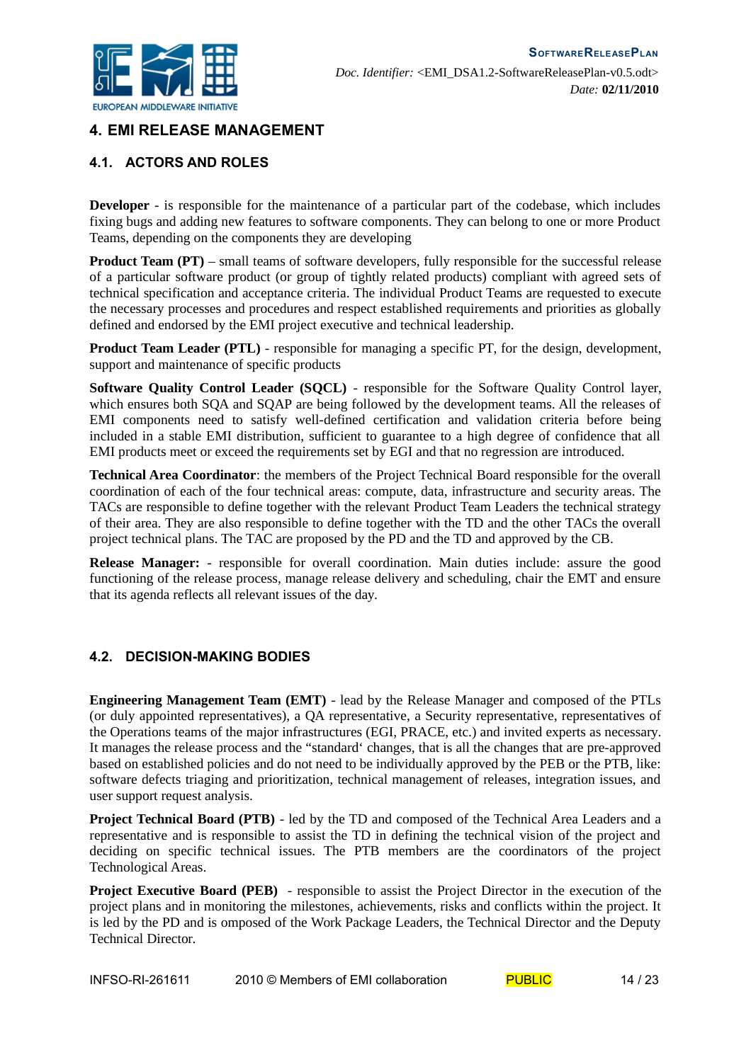# 4. EMI RELEASE MANAGEMENT

## 4.1. ACTORS AND ROLES

**Developer** - is responsible for the maintenance of a particular part of the codebase, which includes fixing bugs and adding new features to software components. They can belong to one or more Product Teams, depending on the components they are developing

**Product Team (PT)** – small teams of software developers, fully responsible for the successful release of a particular software product (or group of tightly related products) compliant with agreed sets of technical specification and acceptance criteria. The individual Product Teams are requested to execute the necessary processes and procedures and respect established requirements and priorities as globally defined and endorsed by the EMI project executive and technical leadership.

**Product Team Leader (PTL)** - responsible for managing a specific PT, for the design, development, support and maintenance of specific products

**Software Quality Control Leader (SQCL)** - responsible for the Software Quality Control layer, which ensures both SQA and SQAP are being followed by the development teams. All the releases of EMI components need to satisfy well-defined certification and validation criteria before being included in a stable EMI distribution, sufficient to guarantee to a high degree of confidence that all EMI products meet or exceed the requirements set by EGI and that no regression are introduced.

**Technical Area Coordinator**: the members of the Project Technical Board responsible for the overall coordination of each of the four technical areas: compute, data, infrastructure and security areas. The TACs are responsible to define together with the relevant Product Team Leaders the technical strategy of their area. They are also responsible to define together with the TD and the other TACs the overall project technical plans. The TAC are proposed by the PD and the TD and approved by the CB.

**Release Manager:** - responsible for overall coordination. Main duties include: assure the good functioning of the release process, manage release delivery and scheduling, chair the EMT and ensure that its agenda reflects all relevant issues of the day.

## 4.2. DECISION-MAKING BODIES

**Engineering Management Team (EMT)** - lead by the Release Manager and composed of the PTLs (or duly appointed representatives), a QA representative, a Security representative, representatives of the Operations teams of the major infrastructures (EGI, PRACE, etc.) and invited experts as necessary. It manages the release process and the "standard' changes, that is all the changes that are pre-approved based on established policies and do not need to be individually approved by the PEB or the PTB, like: software defects triaging and prioritization, technical management of releases, integration issues, and user support request analysis.

**Project Technical Board (PTB)** - led by the TD and composed of the Technical Area Leaders and a representative and is responsible to assist the TD in defining the technical vision of the project and deciding on specific technical issues. The PTB members are the coordinators of the project Technological Areas.

**Project Executive Board (PEB)** - responsible to assist the Project Director in the execution of the project plans and in monitoring the milestones, achievements, risks and conflicts within the project. It is led by the PD and is omposed of the Work Package Leaders, the Technical Director and the Deputy Technical Director.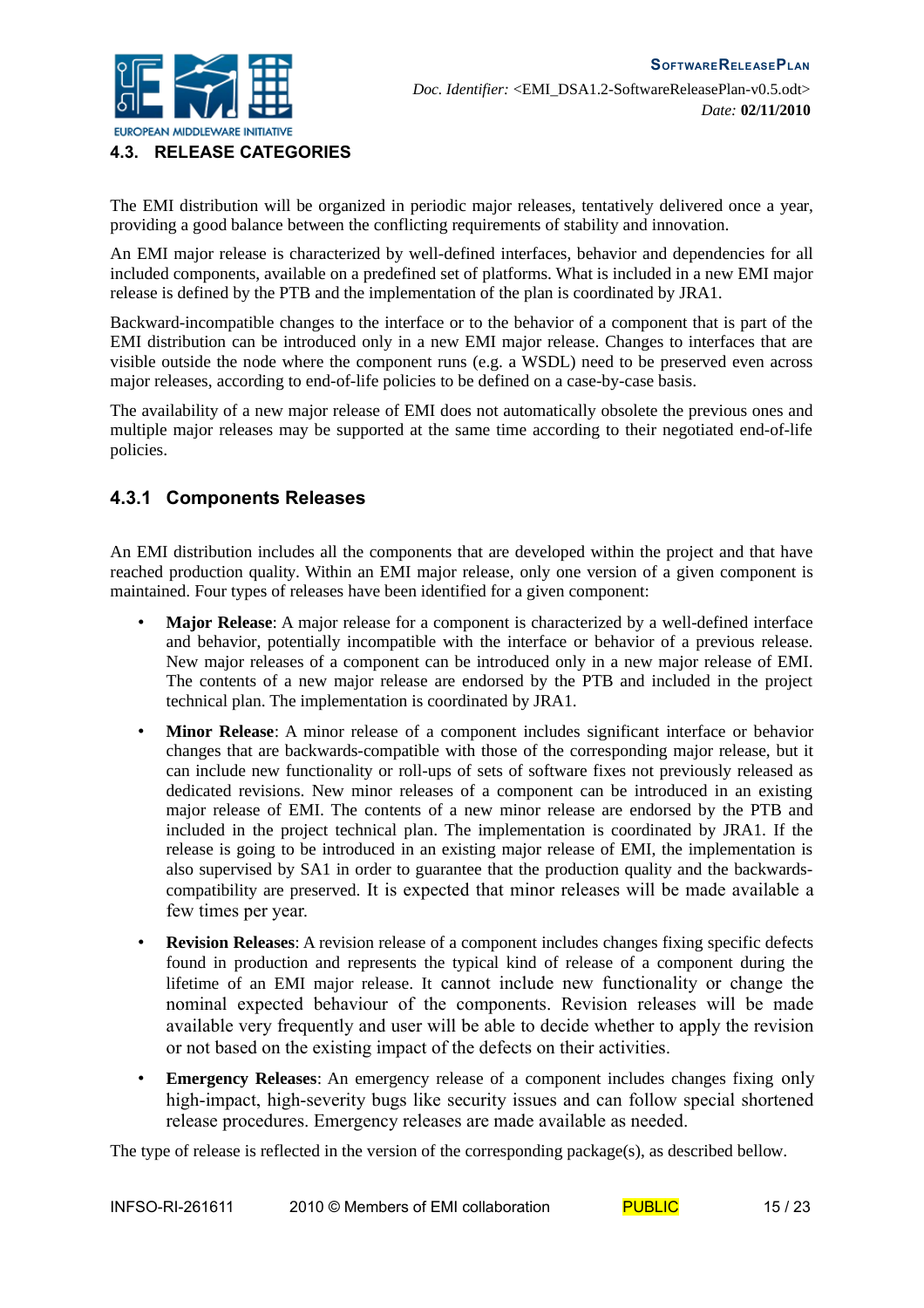## 4.3. RELEASE CATEGORIES

The EMI distribution will be organized in periodic major releases, tentatively delivered once a year, providing a good balance between the conflicting requirements of stability and innovation.

An EMI major release is characterized by well-defined interfaces, behavior and dependencies for all included components, available on a predefined set of platforms. What is included in a new EMI major release is defined by the PTB and the implementation of the plan is coordinated by JRA1.

Backward-incompatible changes to the interface or to the behavior of a component that is part of the EMI distribution can be introduced only in a new EMI major release. Changes to interfaces that are visible outside the node where the component runs (e.g. a WSDL) need to be preserved even across major releases, according to end-of-life policies to be defined on a case-by-case basis.

The availability of a new major release of EMI does not automatically obsolete the previous ones and multiple major releases may be supported at the same time according to their negotiated end-of-life policies.

### 4.3.1 Components Releases

An EMI distribution includes all the components that are developed within the project and that have reached production quality. Within an EMI major release, only one version of a given component is maintained. Four types of releases have been identified for a given component:

- **Major Release**: A major release for a component is characterized by a well-defined interface and behavior, potentially incompatible with the interface or behavior of a previous release. New major releases of a component can be introduced only in a new major release of EMI. The contents of a new major release are endorsed by the PTB and included in the project technical plan. The implementation is coordinated by JRA1.
- **Minor Release**: A minor release of a component includes significant interface or behavior changes that are backwards-compatible with those of the corresponding major release, but it can include new functionality or roll-ups of sets of software fixes not previously released as dedicated revisions. New minor releases of a component can be introduced in an existing major release of EMI. The contents of a new minor release are endorsed by the PTB and included in the project technical plan. The implementation is coordinated by JRA1. If the release is going to be introduced in an existing major release of EMI, the implementation is also supervised by SA1 in order to guarantee that the production quality and the backwards-compatibility are preserved. It is expected that minor releases will be made available a few times per year.
- **Revision Releases**: A revision release of a component includes changes fixing specific defects found in production and represents the typical kind of release of a component during the lifetime of an EMI major release. It cannot include new functionality or change the nominal expected behaviour of the components. Revision releases will be made available very frequently and user will be able to decide whether to apply the revision or not based on the existing impact of the defects on their activities.
- **Emergency Releases**: An emergency release of a component includes changes fixing only high-impact, high-severity bugs like security issues and can follow special shortened release procedures. Emergency releases are made available as needed.

The type of release is reflected in the version of the corresponding package(s), as described bellow.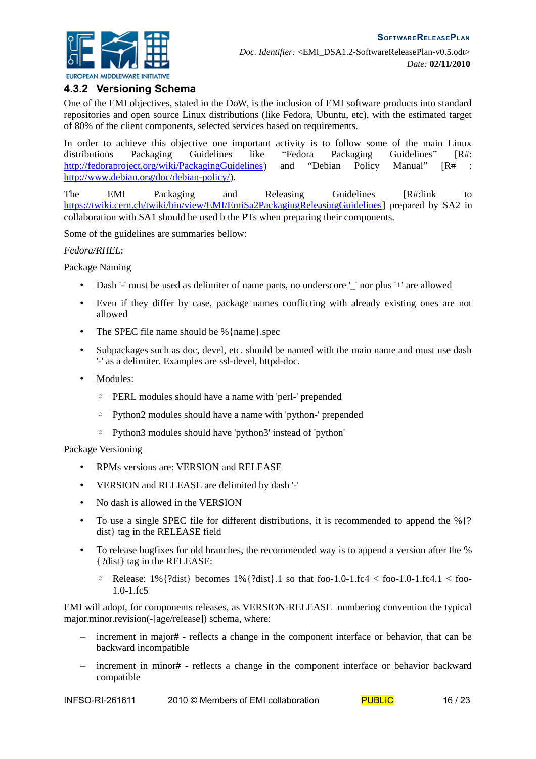### 4.3.2 Versioning Schema

One of the EMI objectives, stated in the DoW, is the inclusion of EMI software products into standard repositories and open source Linux distributions (like Fedora, Ubuntu, etc), with the estimated target of 80% of the client components, selected services based on requirements.

In order to achieve this objective one important activity is to follow some of the main Linux distributions Packaging Guidelines like "Fedora Packaging Guidelines" [R#: http://fedoraproject.org/wiki/PackagingGuidelines) and "Debian Policy Manual" [R# : http://www.debian.org/doc/debian-policy/).

The EMI Packaging and Releasing Guidelines [R#:link to https://twiki.cern.ch/twiki/bin/view/EMI/EmiSa2PackagingReleasingGuidelines] prepared by SA2 in collaboration with SA1 should be used b the PTs when preparing their components.

Some of the guidelines are summaries bellow:

*Fedora/RHEL*:

Package Naming

- Dash '-' must be used as delimiter of name parts, no underscore '_' nor plus '+' are allowed
- Even if they differ by case, package names conflicting with already existing ones are not allowed
- The SPEC file name should be %{name}.spec
- Subpackages such as doc, devel, etc. should be named with the main name and must use dash '-' as a delimiter. Examples are ssl-devel, httpd-doc.
- Modules:
    - PERL modules should have a name with 'perl-' prepended
    - Python2 modules should have a name with 'python-' prepended
    - Python3 modules should have 'python3' instead of 'python'

Package Versioning

- RPMs versions are: VERSION and RELEASE
- VERSION and RELEASE are delimited by dash '-'
- No dash is allowed in the VERSION
- To use a single SPEC file for different distributions, it is recommended to append the %{?dist} tag in the RELEASE field
- To release bugfixes for old branches, the recommended way is to append a version after the %{?dist} tag in the RELEASE:
    - Release: 1%{?dist} becomes 1%{?dist}.1 so that foo-1.0-1.fc4 < foo-1.0-1.fc4.1 < foo-1.0-1.fc5

EMI will adopt, for components releases, as VERSION-RELEASE numbering convention the typical major.minor.revision(-[age/release]) schema, where:

- increment in major# - reflects a change in the component interface or behavior, that can be backward incompatible
- increment in minor# - reflects a change in the component interface or behavior backward compatible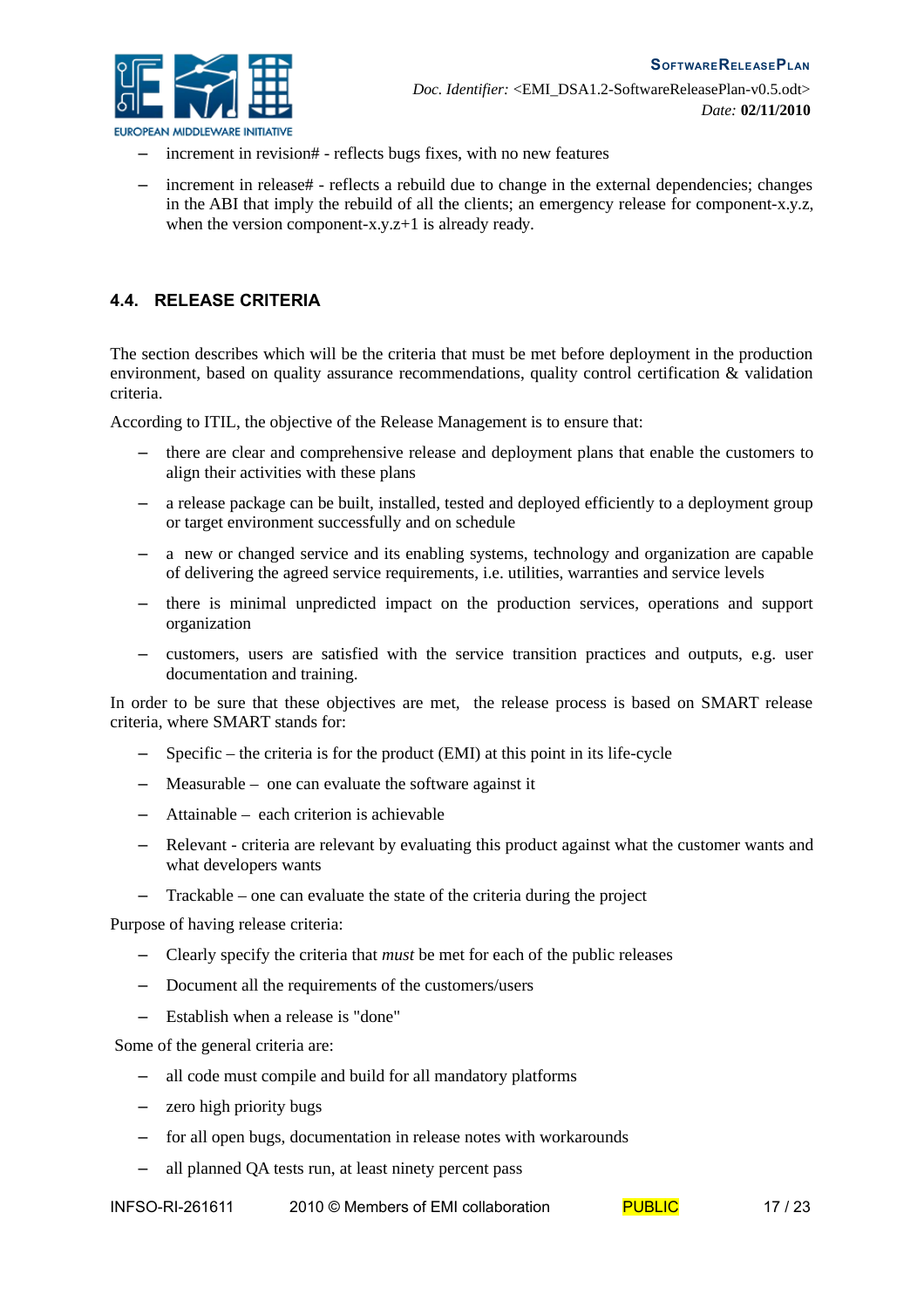- increment in revision# - reflects bugs fixes, with no new features
- increment in release# - reflects a rebuild due to change in the external dependencies; changes in the ABI that imply the rebuild of all the clients; an emergency release for component-x.y.z, when the version component-x.y.z+1 is already ready.

### 4.4. RELEASE CRITERIA

The section describes which will be the criteria that must be met before deployment in the production environment, based on quality assurance recommendations, quality control certification & validation criteria.

According to ITIL, the objective of the Release Management is to ensure that:

- there are clear and comprehensive release and deployment plans that enable the customers to align their activities with these plans
- a release package can be built, installed, tested and deployed efficiently to a deployment group or target environment successfully and on schedule
- a new or changed service and its enabling systems, technology and organization are capable of delivering the agreed service requirements, i.e. utilities, warranties and service levels
- there is minimal unpredicted impact on the production services, operations and support organization
- customers, users are satisfied with the service transition practices and outputs, e.g. user documentation and training.

In order to be sure that these objectives are met, the release process is based on SMART release criteria, where SMART stands for:

- Specific – the criteria is for the product (EMI) at this point in its life-cycle
- Measurable – one can evaluate the software against it
- Attainable – each criterion is achievable
- Relevant - criteria are relevant by evaluating this product against what the customer wants and what developers wants
- Trackable – one can evaluate the state of the criteria during the project

Purpose of having release criteria:

- Clearly specify the criteria that *must* be met for each of the public releases
- Document all the requirements of the customers/users
- Establish when a release is "done"

Some of the general criteria are:

- all code must compile and build for all mandatory platforms
- zero high priority bugs
- for all open bugs, documentation in release notes with workarounds
- all planned QA tests run, at least ninety percent pass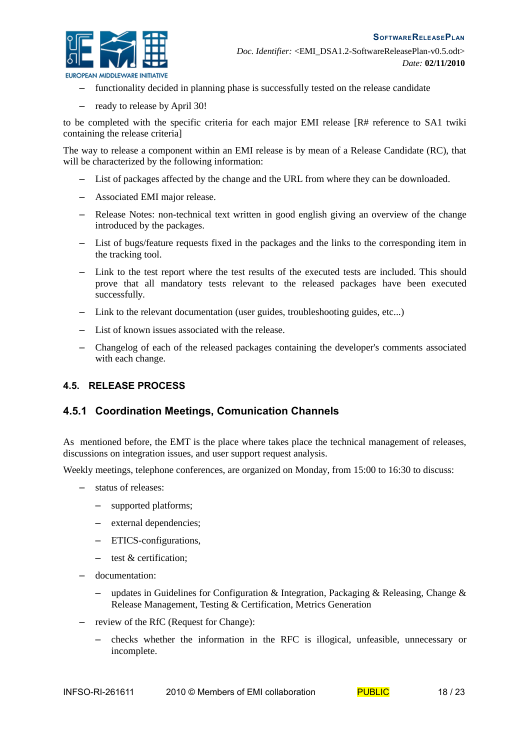- functionality decided in planning phase is successfully tested on the release candidate
- ready to release by April 30!

to be completed with the specific criteria for each major EMI release [R# reference to SA1 twiki containing the release criteria]

The way to release a component within an EMI release is by mean of a Release Candidate (RC), that will be characterized by the following information:

- List of packages affected by the change and the URL from where they can be downloaded.
- Associated EMI major release.
- Release Notes: non-technical text written in good english giving an overview of the change introduced by the packages.
- List of bugs/feature requests fixed in the packages and the links to the corresponding item in the tracking tool.
- Link to the test report where the test results of the executed tests are included. This should prove that all mandatory tests relevant to the released packages have been executed successfully.
- Link to the relevant documentation (user guides, troubleshooting guides, etc...)
- List of known issues associated with the release.
- Changelog of each of the released packages containing the developer's comments associated with each change.

## 4.5. RELEASE PROCESS

### 4.5.1 Coordination Meetings, Comunication Channels

As mentioned before, the EMT is the place where takes place the technical management of releases, discussions on integration issues, and user support request analysis.

Weekly meetings, telephone conferences, are organized on Monday, from 15:00 to 16:30 to discuss:

- status of releases:
  - supported platforms;
  - external dependencies;
  - ETICS-configurations,
  - test & certification;
- documentation:
  - updates in Guidelines for Configuration & Integration, Packaging & Releasing, Change & Release Management, Testing & Certification, Metrics Generation
- review of the RfC (Request for Change):
  - checks whether the information in the RFC is illogical, unfeasible, unnecessary or incomplete.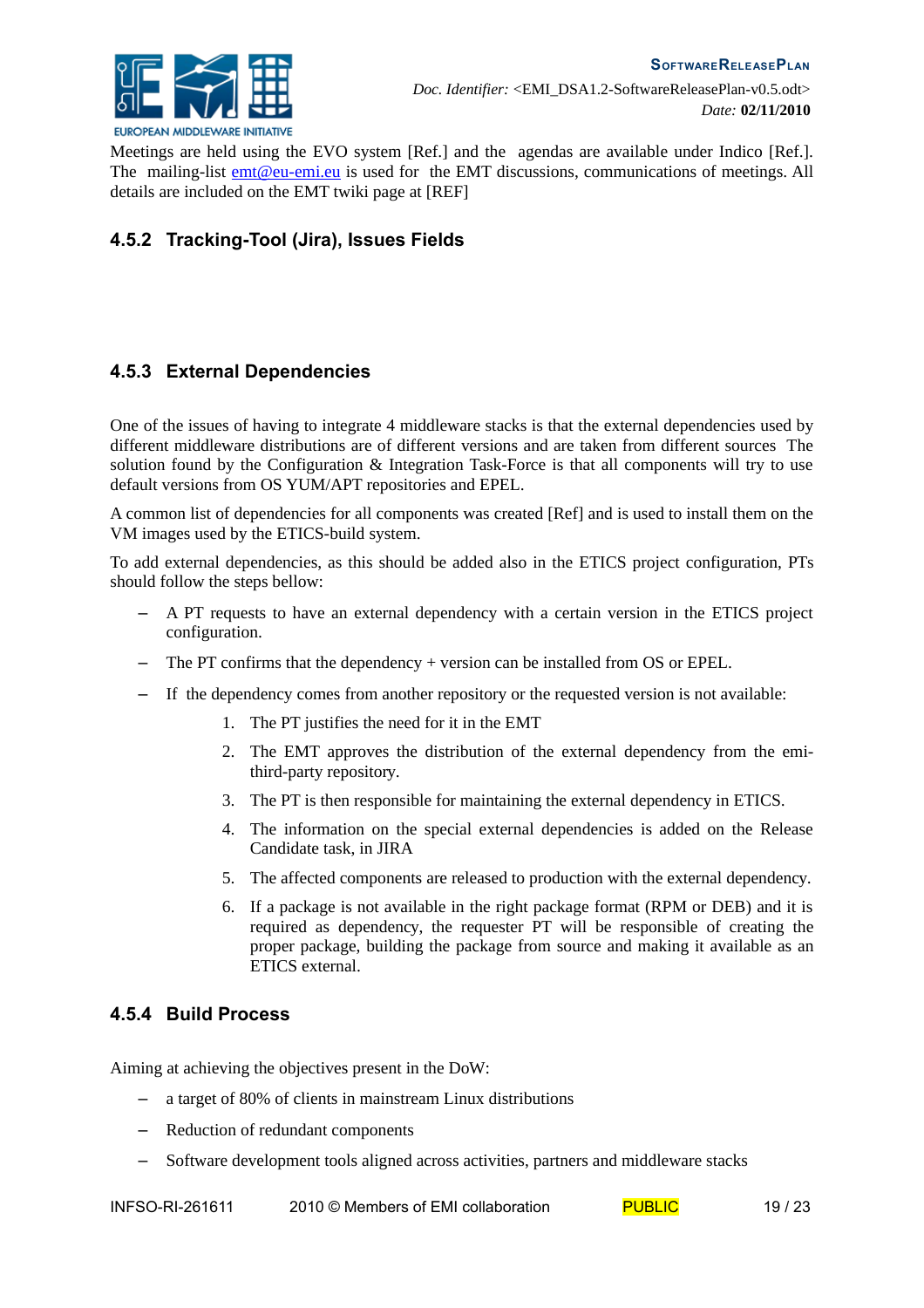Meetings are held using the EVO system [Ref.] and the agendas are available under Indico [Ref.]. The mailing-list emt@eu-emi.eu is used for the EMT discussions, communications of meetings. All details are included on the EMT twiki page at [REF]

### 4.5.2 Tracking-Tool (Jira), Issues Fields

### 4.5.3 External Dependencies

One of the issues of having to integrate 4 middleware stacks is that the external dependencies used by different middleware distributions are of different versions and are taken from different sources The solution found by the Configuration & Integration Task-Force is that all components will try to use default versions from OS YUM/APT repositories and EPEL.

A common list of dependencies for all components was created [Ref] and is used to install them on the VM images used by the ETICS-build system.

To add external dependencies, as this should be added also in the ETICS project configuration, PTs should follow the steps bellow:

- A PT requests to have an external dependency with a certain version in the ETICS project configuration.
- The PT confirms that the dependency + version can be installed from OS or EPEL.
- If the dependency comes from another repository or the requested version is not available:
  1. The PT justifies the need for it in the EMT
  2. The EMT approves the distribution of the external dependency from the emi-third-party repository.
  3. The PT is then responsible for maintaining the external dependency in ETICS.
  4. The information on the special external dependencies is added on the Release Candidate task, in JIRA
  5. The affected components are released to production with the external dependency.
  6. If a package is not available in the right package format (RPM or DEB) and it is required as dependency, the requester PT will be responsible of creating the proper package, building the package from source and making it available as an ETICS external.

### 4.5.4 Build Process

Aiming at achieving the objectives present in the DoW:

- a target of 80% of clients in mainstream Linux distributions
- Reduction of redundant components
- Software development tools aligned across activities, partners and middleware stacks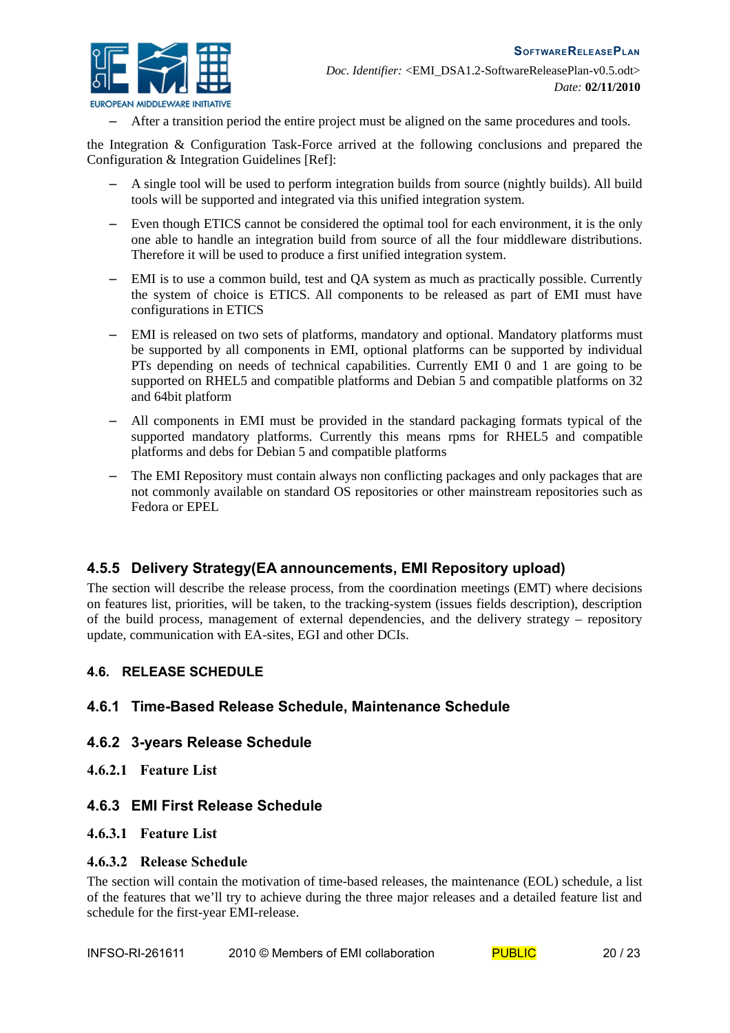– After a transition period the entire project must be aligned on the same procedures and tools.

the Integration & Configuration Task-Force arrived at the following conclusions and prepared the Configuration & Integration Guidelines [Ref]:

- A single tool will be used to perform integration builds from source (nightly builds). All build tools will be supported and integrated via this unified integration system.
- Even though ETICS cannot be considered the optimal tool for each environment, it is the only one able to handle an integration build from source of all the four middleware distributions. Therefore it will be used to produce a first unified integration system.
- EMI is to use a common build, test and QA system as much as practically possible. Currently the system of choice is ETICS. All components to be released as part of EMI must have configurations in ETICS
- EMI is released on two sets of platforms, mandatory and optional. Mandatory platforms must be supported by all components in EMI, optional platforms can be supported by individual PTs depending on needs of technical capabilities. Currently EMI 0 and 1 are going to be supported on RHEL5 and compatible platforms and Debian 5 and compatible platforms on 32 and 64bit platform
- All components in EMI must be provided in the standard packaging formats typical of the supported mandatory platforms. Currently this means rpms for RHEL5 and compatible platforms and debs for Debian 5 and compatible platforms
- The EMI Repository must contain always non conflicting packages and only packages that are not commonly available on standard OS repositories or other mainstream repositories such as Fedora or EPEL

### 4.5.5 Delivery Strategy(EA announcements, EMI Repository upload)

The section will describe the release process, from the coordination meetings (EMT) where decisions on features list, priorities, will be taken, to the tracking-system (issues fields description), description of the build process, management of external dependencies, and the delivery strategy – repository update, communication with EA-sites, EGI and other DCIs.

## 4.6. RELEASE SCHEDULE

### 4.6.1 Time-Based Release Schedule, Maintenance Schedule

### 4.6.2 3-years Release Schedule

#### 4.6.2.1 Feature List

### 4.6.3 EMI First Release Schedule

#### 4.6.3.1 Feature List

#### 4.6.3.2 Release Schedule

The section will contain the motivation of time-based releases, the maintenance (EOL) schedule, a list of the features that we'll try to achieve during the three major releases and a detailed feature list and schedule for the first-year EMI-release.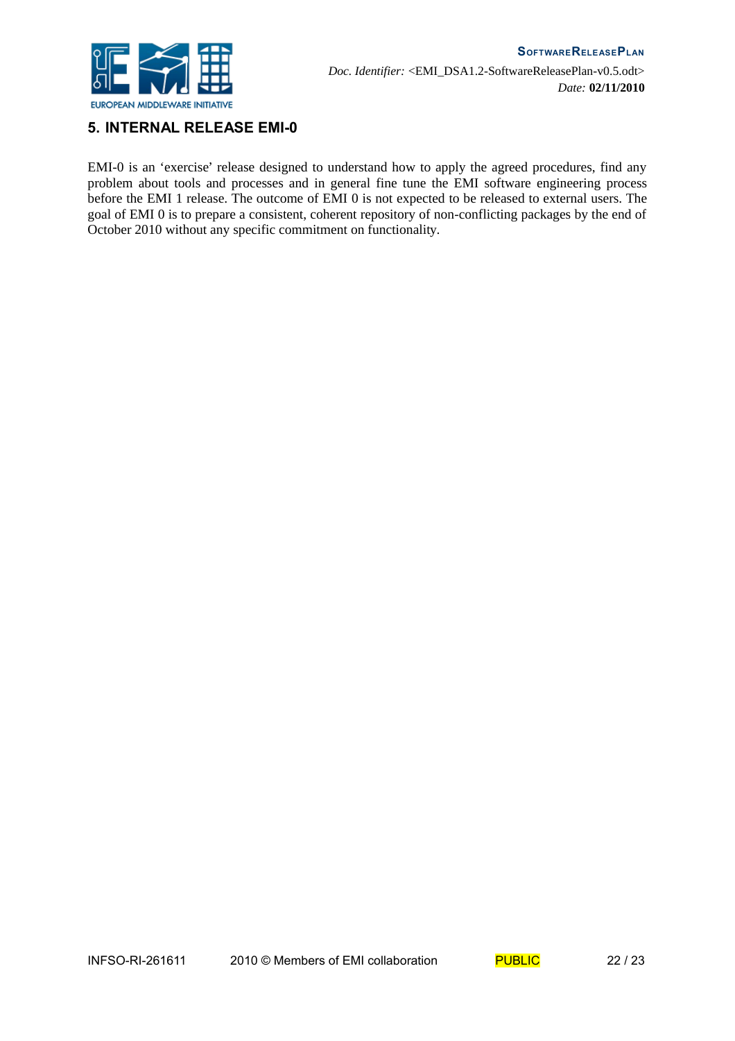# 5. INTERNAL RELEASE EMI-0

EMI-0 is an 'exercise' release designed to understand how to apply the agreed procedures, find any problem about tools and processes and in general fine tune the EMI software engineering process before the EMI 1 release. The outcome of EMI 0 is not expected to be released to external users. The goal of EMI 0 is to prepare a consistent, coherent repository of non-conflicting packages by the end of October 2010 without any specific commitment on functionality.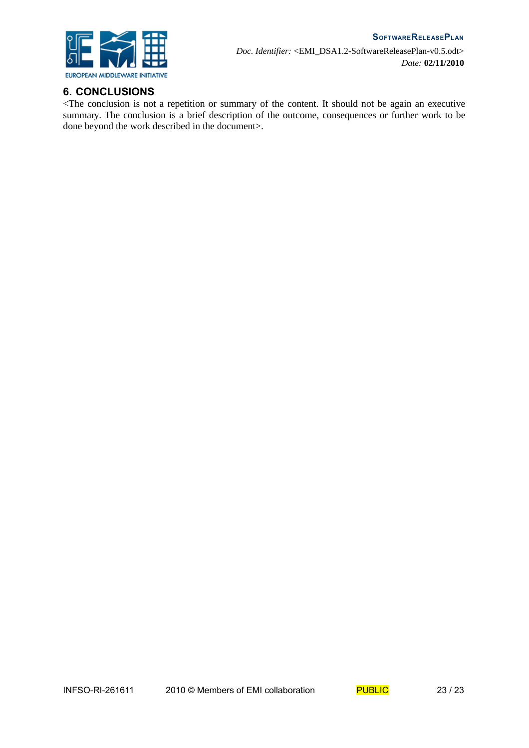# 6. CONCLUSIONS

<The conclusion is not a repetition or summary of the content. It should not be again an executive summary. The conclusion is a brief description of the outcome, consequences or further work to be done beyond the work described in the document>.